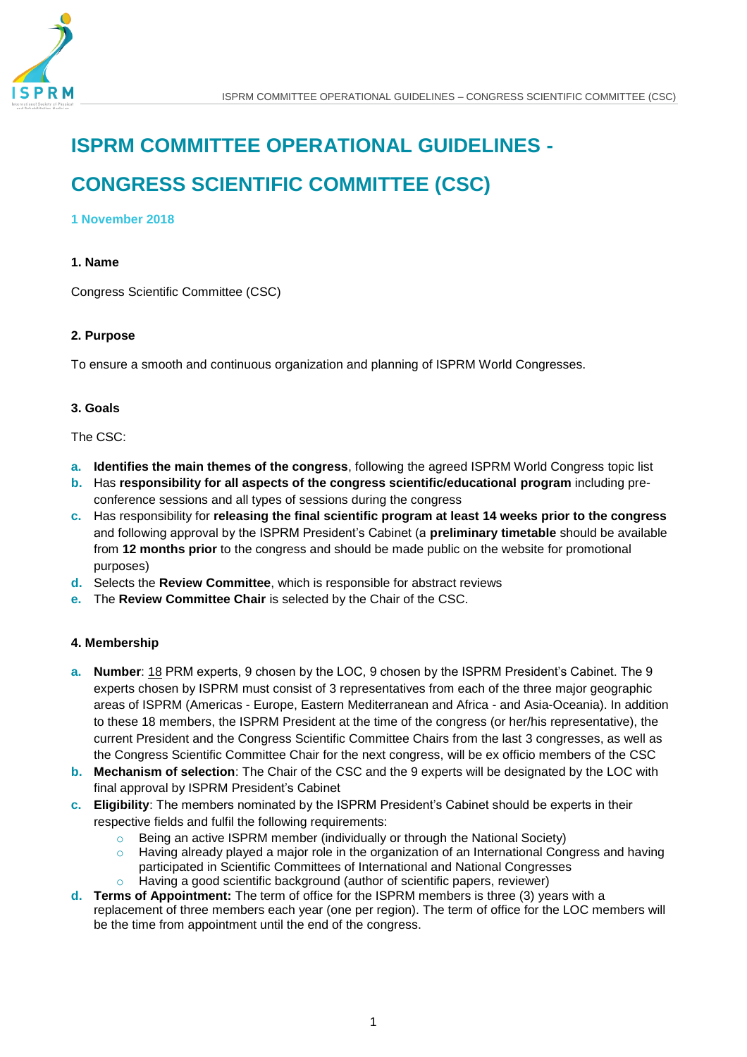# ISPRM COMMITTEE OPERATIONAL GUIDELINES - CONGRESS SCIENTIFIC COMMITTEE (CSC)

**1 November 2018**

### 1. Name

Congress Scientific Committee (CSC)

### 2. Purpose

To ensure a smooth and continuous organization and planning of ISPRM World Congresses.

### 3. Goals

The CSC:

a. **Identifies the main themes of the congress**, following the agreed ISPRM World Congress topic list
b. Has **responsibility for all aspects of the congress scientific/educational program** including pre-conference sessions and all types of sessions during the congress
c. Has responsibility for **releasing the final scientific program at least 14 weeks prior to the congress** and following approval by the ISPRM President's Cabinet (a **preliminary timetable** should be available from **12 months prior** to the congress and should be made public on the website for promotional purposes)
d. Selects the **Review Committee**, which is responsible for abstract reviews
e. The **Review Committee Chair** is selected by the Chair of the CSC.

### 4. Membership

a. **Number**: 18 PRM experts, 9 chosen by the LOC, 9 chosen by the ISPRM President's Cabinet. The 9 experts chosen by ISPRM must consist of 3 representatives from each of the three major geographic areas of ISPRM (Americas - Europe, Eastern Mediterranean and Africa - and Asia-Oceania). In addition to these 18 members, the ISPRM President at the time of the congress (or her/his representative), the current President and the Congress Scientific Committee Chairs from the last 3 congresses, as well as the Congress Scientific Committee Chair for the next congress, will be ex officio members of the CSC
b. **Mechanism of selection**: The Chair of the CSC and the 9 experts will be designated by the LOC with final approval by ISPRM President's Cabinet
c. **Eligibility**: The members nominated by the ISPRM President's Cabinet should be experts in their respective fields and fulfil the following requirements:
    - Being an active ISPRM member (individually or through the National Society)
    - Having already played a major role in the organization of an International Congress and having participated in Scientific Committees of International and National Congresses
    - Having a good scientific background (author of scientific papers, reviewer)
d. **Terms of Appointment:** The term of office for the ISPRM members is three (3) years with a replacement of three members each year (one per region). The term of office for the LOC members will be the time from appointment until the end of the congress.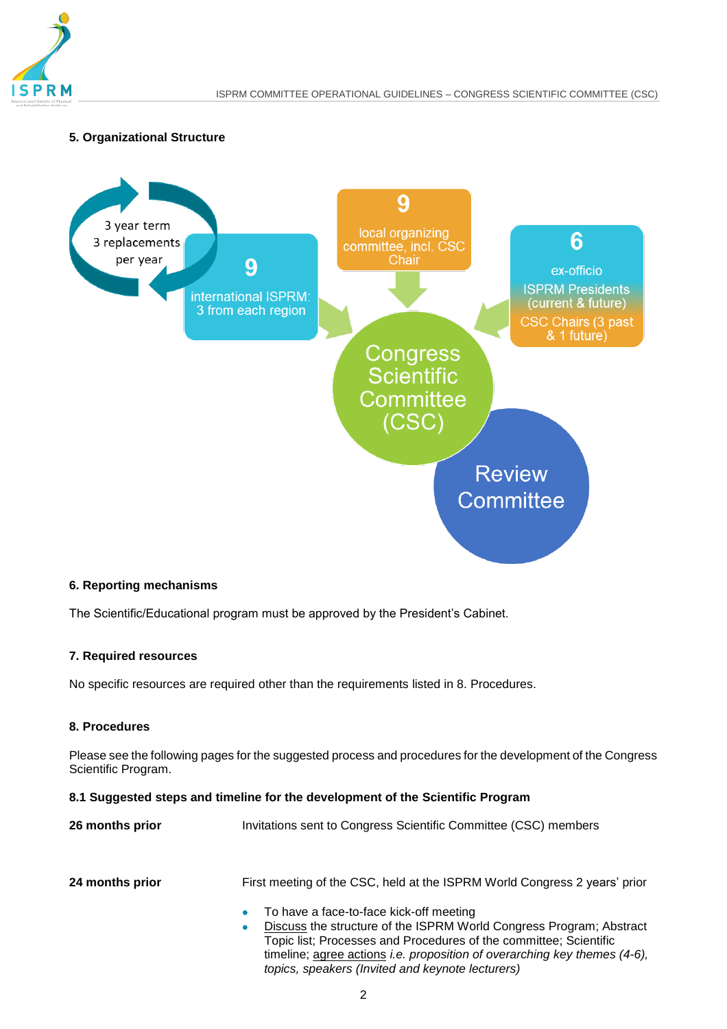## 5. Organizational Structure

3 year term
3 replacements per year

**9**
international ISPRM: 3 from each region

**9**
local organizing committee, incl. CSC Chair

**6**
ex-officio
ISPRM Presidents (current & future)
CSC Chairs (3 past & 1 future)

Congress Scientific Committee (CSC)

Review Committee

## 6. Reporting mechanisms

The Scientific/Educational program must be approved by the President's Cabinet.

## 7. Required resources

No specific resources are required other than the requirements listed in 8. Procedures.

## 8. Procedures

Please see the following pages for the suggested process and procedures for the development of the Congress Scientific Program.

### 8.1 Suggested steps and timeline for the development of the Scientific Program

**26 months prior** — Invitations sent to Congress Scientific Committee (CSC) members

**24 months prior** — First meeting of the CSC, held at the ISPRM World Congress 2 years' prior

- To have a face-to-face kick-off meeting
- Discuss the structure of the ISPRM World Congress Program; Abstract Topic list; Processes and Procedures of the committee; Scientific timeline; agree actions *i.e. proposition of overarching key themes (4-6), topics, speakers (Invited and keynote lecturers)*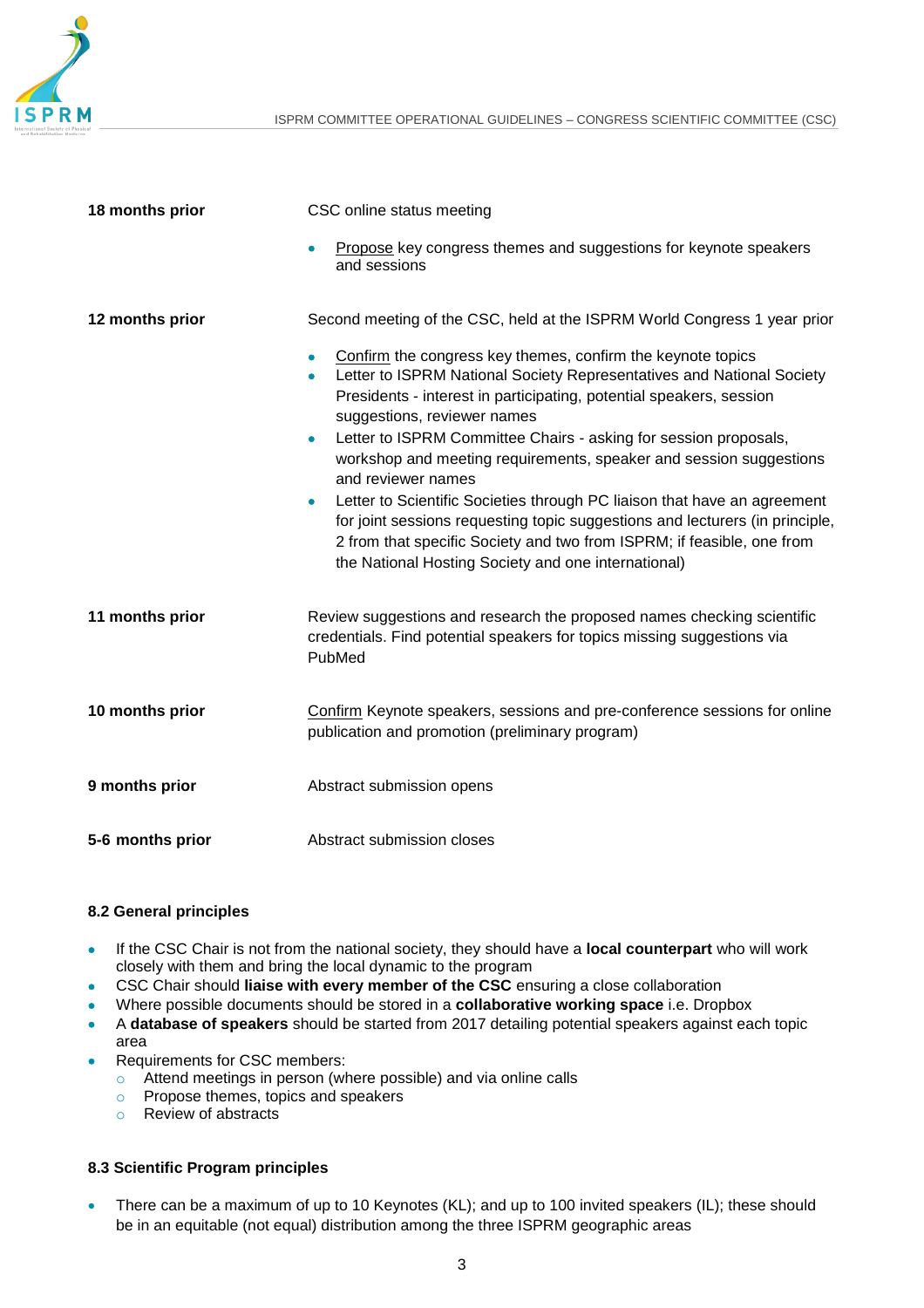| | |
|---|---|
| **18 months prior** | CSC online status meeting<br>• Propose key congress themes and suggestions for keynote speakers and sessions |
| **12 months prior** | Second meeting of the CSC, held at the ISPRM World Congress 1 year prior<br>• Confirm the congress key themes, confirm the keynote topics<br>• Letter to ISPRM National Society Representatives and National Society Presidents - interest in participating, potential speakers, session suggestions, reviewer names<br>• Letter to ISPRM Committee Chairs - asking for session proposals, workshop and meeting requirements, speaker and session suggestions and reviewer names<br>• Letter to Scientific Societies through PC liaison that have an agreement for joint sessions requesting topic suggestions and lecturers (in principle, 2 from that specific Society and two from ISPRM; if feasible, one from the National Hosting Society and one international) |
| **11 months prior** | Review suggestions and research the proposed names checking scientific credentials. Find potential speakers for topics missing suggestions via PubMed |
| **10 months prior** | Confirm Keynote speakers, sessions and pre-conference sessions for online publication and promotion (preliminary program) |
| **9 months prior** | Abstract submission opens |
| **5-6 months prior** | Abstract submission closes |

### 8.2 General principles

- If the CSC Chair is not from the national society, they should have a **local counterpart** who will work closely with them and bring the local dynamic to the program
- CSC Chair should **liaise with every member of the CSC** ensuring a close collaboration
- Where possible documents should be stored in a **collaborative working space** i.e. Dropbox
- A **database of speakers** should be started from 2017 detailing potential speakers against each topic area
- Requirements for CSC members:
  - Attend meetings in person (where possible) and via online calls
  - Propose themes, topics and speakers
  - Review of abstracts

### 8.3 Scientific Program principles

- There can be a maximum of up to 10 Keynotes (KL); and up to 100 invited speakers (IL); these should be in an equitable (not equal) distribution among the three ISPRM geographic areas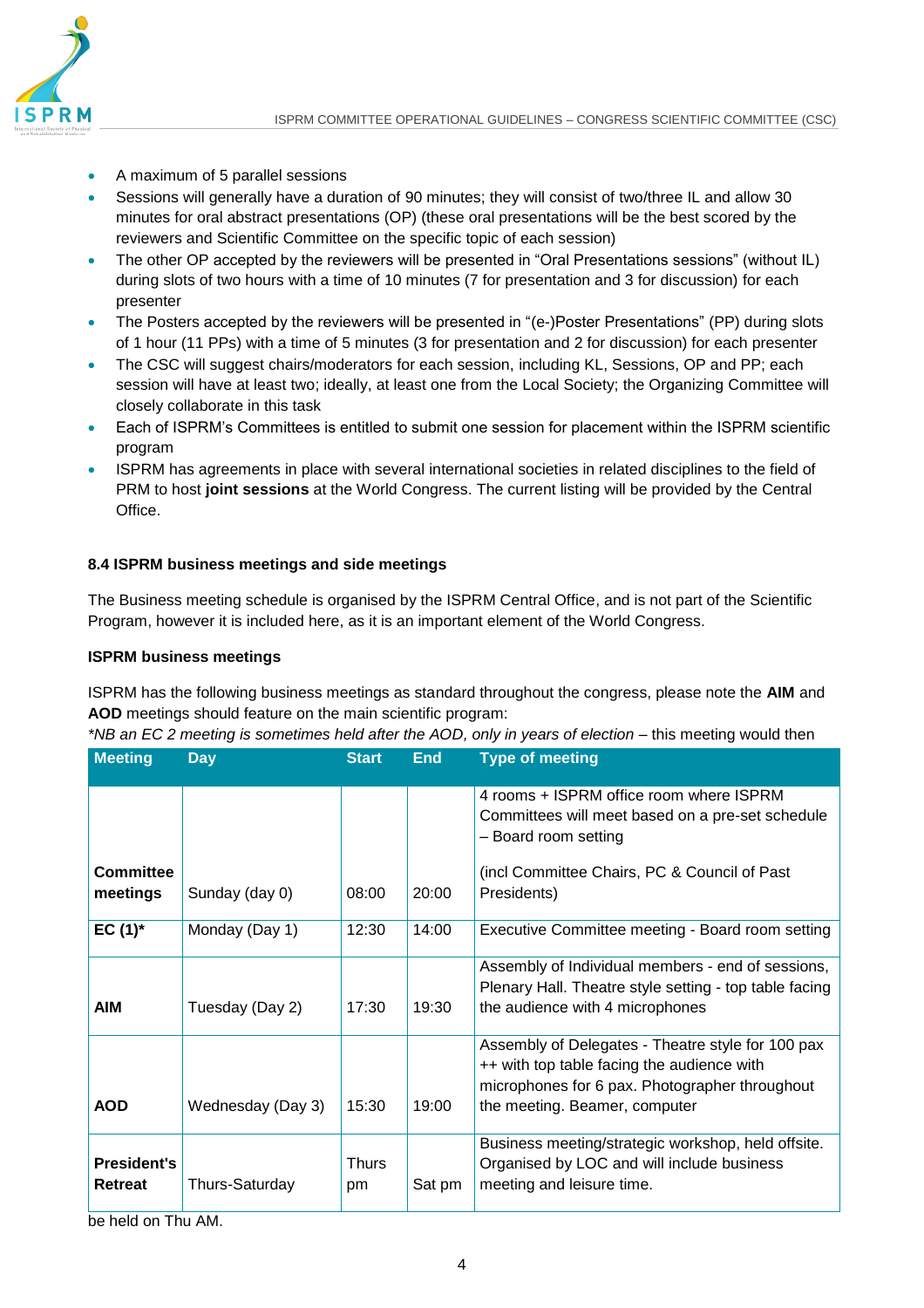- A maximum of 5 parallel sessions
- Sessions will generally have a duration of 90 minutes; they will consist of two/three IL and allow 30 minutes for oral abstract presentations (OP) (these oral presentations will be the best scored by the reviewers and Scientific Committee on the specific topic of each session)
- The other OP accepted by the reviewers will be presented in "Oral Presentations sessions" (without IL) during slots of two hours with a time of 10 minutes (7 for presentation and 3 for discussion) for each presenter
- The Posters accepted by the reviewers will be presented in "(e-)Poster Presentations" (PP) during slots of 1 hour (11 PPs) with a time of 5 minutes (3 for presentation and 2 for discussion) for each presenter
- The CSC will suggest chairs/moderators for each session, including KL, Sessions, OP and PP; each session will have at least two; ideally, at least one from the Local Society; the Organizing Committee will closely collaborate in this task
- Each of ISPRM's Committees is entitled to submit one session for placement within the ISPRM scientific program
- ISPRM has agreements in place with several international societies in related disciplines to the field of PRM to host **joint sessions** at the World Congress. The current listing will be provided by the Central Office.

### 8.4 ISPRM business meetings and side meetings

The Business meeting schedule is organised by the ISPRM Central Office, and is not part of the Scientific Program, however it is included here, as it is an important element of the World Congress.

**ISPRM business meetings**

ISPRM has the following business meetings as standard throughout the congress, please note the **AIM** and **AOD** meetings should feature on the main scientific program:

*\*NB an EC 2 meeting is sometimes held after the AOD, only in years of election* – this meeting would then be held on Thu AM.

| Meeting | Day | Start | End | Type of meeting |
|---|---|---|---|---|
| **Committee meetings** | Sunday (day 0) | 08:00 | 20:00 | 4 rooms + ISPRM office room where ISPRM Committees will meet based on a pre-set schedule – Board room setting<br><br>(incl Committee Chairs, PC & Council of Past Presidents) |
| **EC (1)\*** | Monday (Day 1) | 12:30 | 14:00 | Executive Committee meeting - Board room setting |
| **AIM** | Tuesday (Day 2) | 17:30 | 19:30 | Assembly of Individual members - end of sessions, Plenary Hall. Theatre style setting - top table facing the audience with 4 microphones |
| **AOD** | Wednesday (Day 3) | 15:30 | 19:00 | Assembly of Delegates - Theatre style for 100 pax ++ with top table facing the audience with microphones for 6 pax. Photographer throughout the meeting. Beamer, computer |
| **President's Retreat** | Thurs-Saturday | Thurs pm | Sat pm | Business meeting/strategic workshop, held offsite. Organised by LOC and will include business meeting and leisure time. |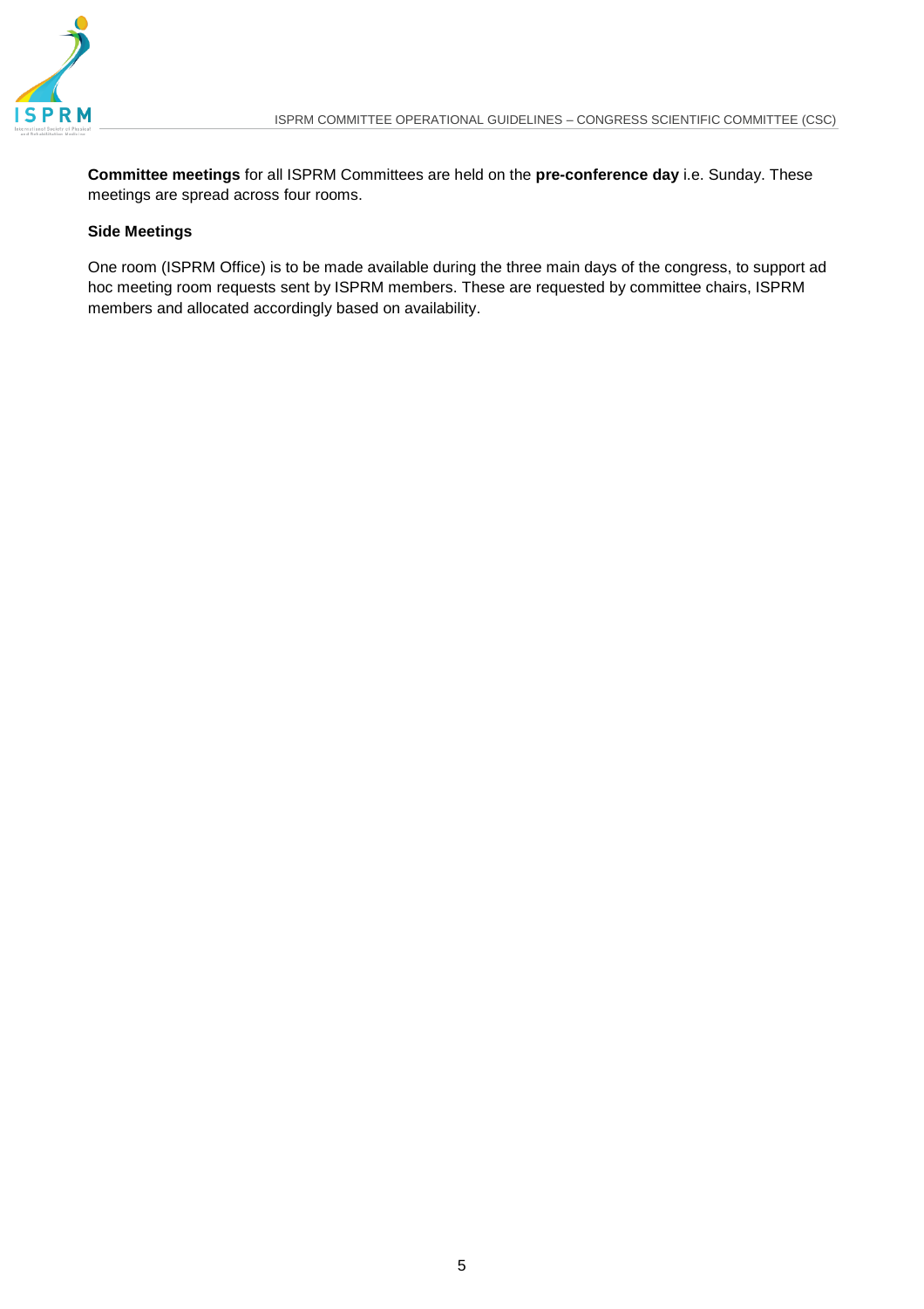**Committee meetings** for all ISPRM Committees are held on the **pre-conference day** i.e. Sunday. These meetings are spread across four rooms.

**Side Meetings**

One room (ISPRM Office) is to be made available during the three main days of the congress, to support ad hoc meeting room requests sent by ISPRM members. These are requested by committee chairs, ISPRM members and allocated accordingly based on availability.